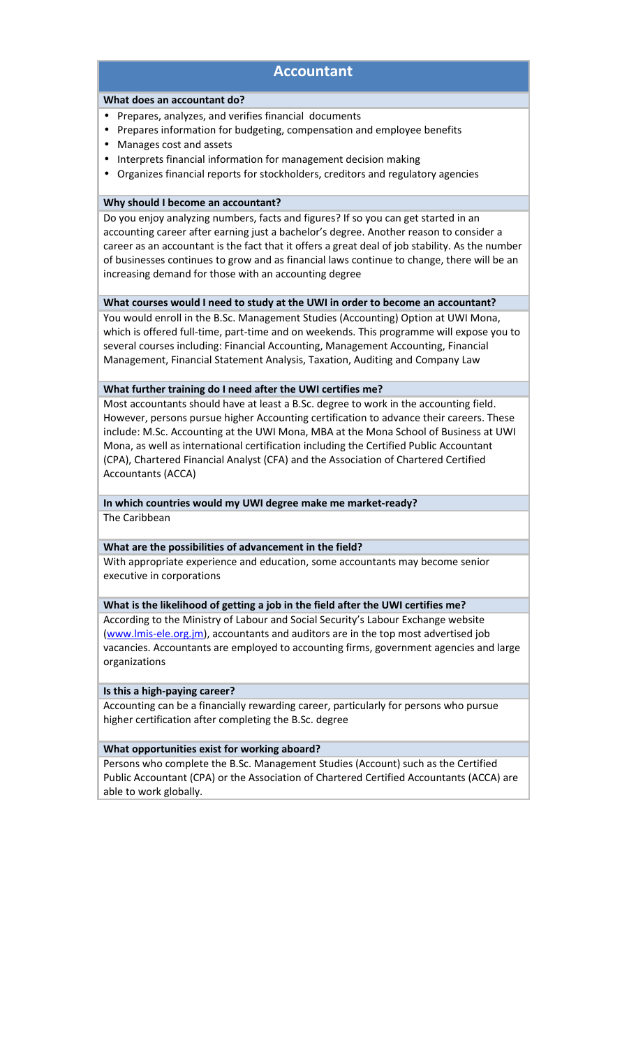# Accountant

### What does an accountant do?

- Prepares, analyzes, and verifies financial documents
- Prepares information for budgeting, compensation and employee benefits
- Manages cost and assets
- Interprets financial information for management decision making
- Organizes financial reports for stockholders, creditors and regulatory agencies

### Why should I become an accountant?

Do you enjoy analyzing numbers, facts and figures? If so you can get started in an accounting career after earning just a bachelor's degree. Another reason to consider a career as an accountant is the fact that it offers a great deal of job stability. As the number of businesses continues to grow and as financial laws continue to change, there will be an increasing demand for those with an accounting degree

### What courses would I need to study at the UWI in order to become an accountant?

You would enroll in the B.Sc. Management Studies (Accounting) Option at UWI Mona, which is offered full-time, part-time and on weekends. This programme will expose you to several courses including: Financial Accounting, Management Accounting, Financial Management, Financial Statement Analysis, Taxation, Auditing and Company Law

### What further training do I need after the UWI certifies me?

Most accountants should have at least a B.Sc. degree to work in the accounting field. However, persons pursue higher Accounting certification to advance their careers. These include: M.Sc. Accounting at the UWI Mona, MBA at the Mona School of Business at UWI Mona, as well as international certification including the Certified Public Accountant (CPA), Chartered Financial Analyst (CFA) and the Association of Chartered Certified Accountants (ACCA)

### In which countries would my UWI degree make me market-ready?

The Caribbean

### What are the possibilities of advancement in the field?

With appropriate experience and education, some accountants may become senior executive in corporations

### What is the likelihood of getting a job in the field after the UWI certifies me?

According to the Ministry of Labour and Social Security's Labour Exchange website ([www.lmis-ele.org.jm](www.lmis-ele.org.jm)), accountants and auditors are in the top most advertised job vacancies. Accountants are employed to accounting firms, government agencies and large organizations

### Is this a high-paying career?

Accounting can be a financially rewarding career, particularly for persons who pursue higher certification after completing the B.Sc. degree

### What opportunities exist for working aboard?

Persons who complete the B.Sc. Management Studies (Account) such as the Certified Public Accountant (CPA) or the Association of Chartered Certified Accountants (ACCA) are able to work globally.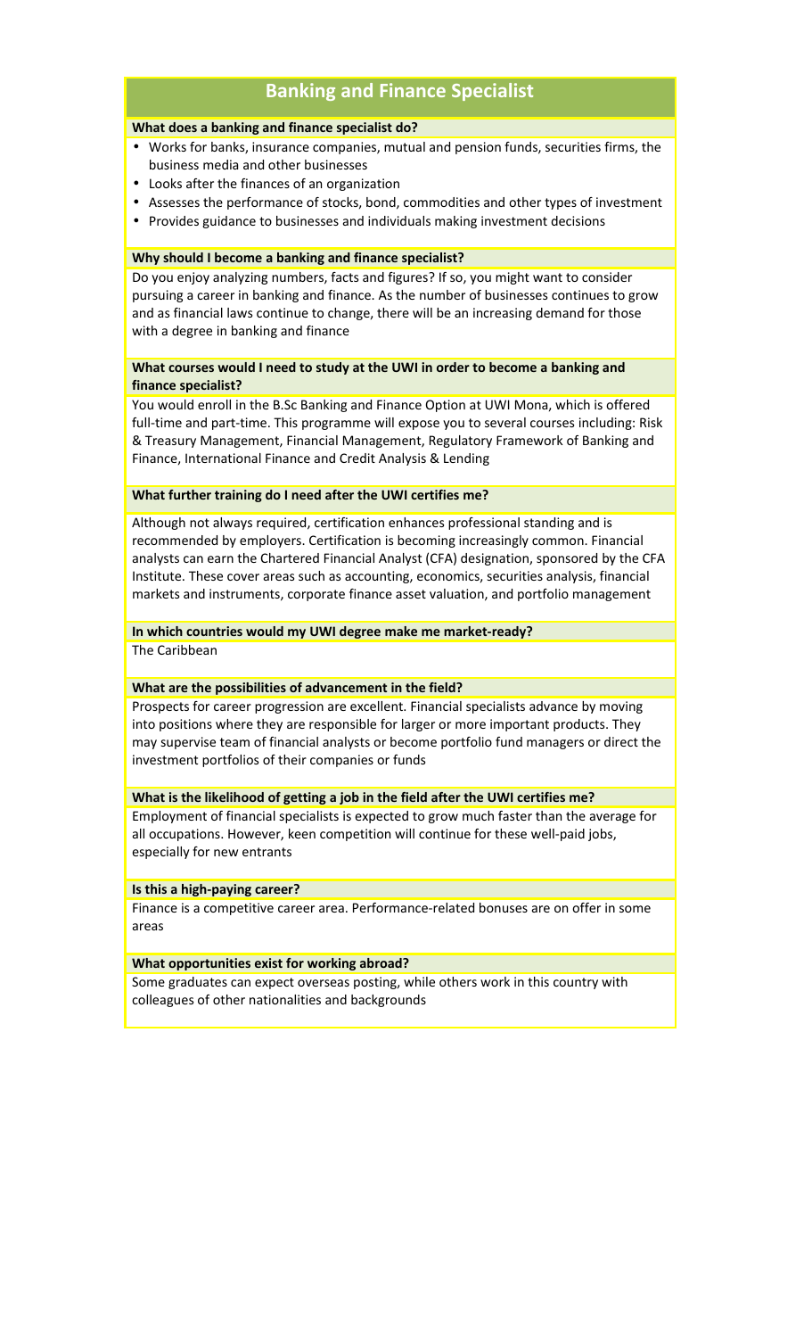# Banking and Finance Specialist

**What does a banking and finance specialist do?**

- Works for banks, insurance companies, mutual and pension funds, securities firms, the business media and other businesses
- Looks after the finances of an organization
- Assesses the performance of stocks, bond, commodities and other types of investment
- Provides guidance to businesses and individuals making investment decisions

**Why should I become a banking and finance specialist?**

Do you enjoy analyzing numbers, facts and figures? If so, you might want to consider pursuing a career in banking and finance. As the number of businesses continues to grow and as financial laws continue to change, there will be an increasing demand for those with a degree in banking and finance

**What courses would I need to study at the UWI in order to become a banking and finance specialist?**

You would enroll in the B.Sc Banking and Finance Option at UWI Mona, which is offered full-time and part-time. This programme will expose you to several courses including: Risk & Treasury Management, Financial Management, Regulatory Framework of Banking and Finance, International Finance and Credit Analysis & Lending

**What further training do I need after the UWI certifies me?**

Although not always required, certification enhances professional standing and is recommended by employers. Certification is becoming increasingly common. Financial analysts can earn the Chartered Financial Analyst (CFA) designation, sponsored by the CFA Institute. These cover areas such as accounting, economics, securities analysis, financial markets and instruments, corporate finance asset valuation, and portfolio management

**In which countries would my UWI degree make me market-ready?**

The Caribbean

**What are the possibilities of advancement in the field?**

Prospects for career progression are excellent. Financial specialists advance by moving into positions where they are responsible for larger or more important products. They may supervise team of financial analysts or become portfolio fund managers or direct the investment portfolios of their companies or funds

**What is the likelihood of getting a job in the field after the UWI certifies me?**

Employment of financial specialists is expected to grow much faster than the average for all occupations. However, keen competition will continue for these well-paid jobs, especially for new entrants

**Is this a high-paying career?**

Finance is a competitive career area. Performance-related bonuses are on offer in some areas

**What opportunities exist for working abroad?**

Some graduates can expect overseas posting, while others work in this country with colleagues of other nationalities and backgrounds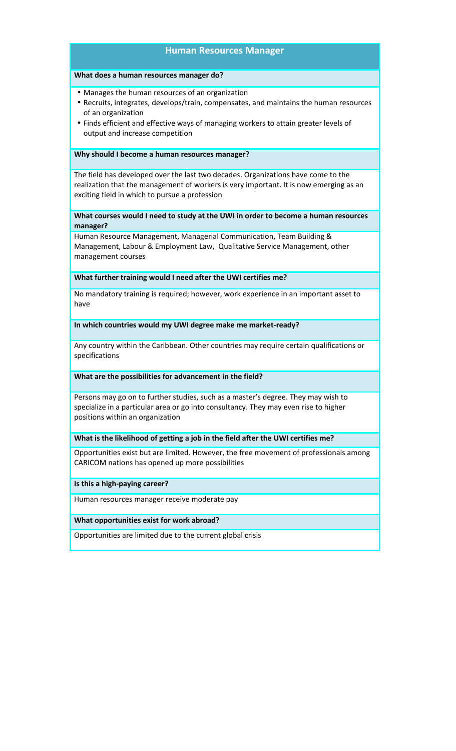# Human Resources Manager

**What does a human resources manager do?**

- Manages the human resources of an organization
- Recruits, integrates, develops/train, compensates, and maintains the human resources of an organization
- Finds efficient and effective ways of managing workers to attain greater levels of output and increase competition

**Why should I become a human resources manager?**

The field has developed over the last two decades. Organizations have come to the realization that the management of workers is very important. It is now emerging as an exciting field in which to pursue a profession

**What courses would I need to study at the UWI in order to become a human resources manager?**

Human Resource Management, Managerial Communication, Team Building & Management, Labour & Employment Law,  Qualitative Service Management, other management courses

**What further training would I need after the UWI certifies me?**

No mandatory training is required; however, work experience in an important asset to have

**In which countries would my UWI degree make me market-ready?**

Any country within the Caribbean. Other countries may require certain qualifications or specifications

**What are the possibilities for advancement in the field?**

Persons may go on to further studies, such as a master's degree. They may wish to specialize in a particular area or go into consultancy. They may even rise to higher positions within an organization

**What is the likelihood of getting a job in the field after the UWI certifies me?**

Opportunities exist but are limited. However, the free movement of professionals among CARICOM nations has opened up more possibilities

**Is this a high-paying career?**

Human resources manager receive moderate pay

**What opportunities exist for work abroad?**

Opportunities are limited due to the current global crisis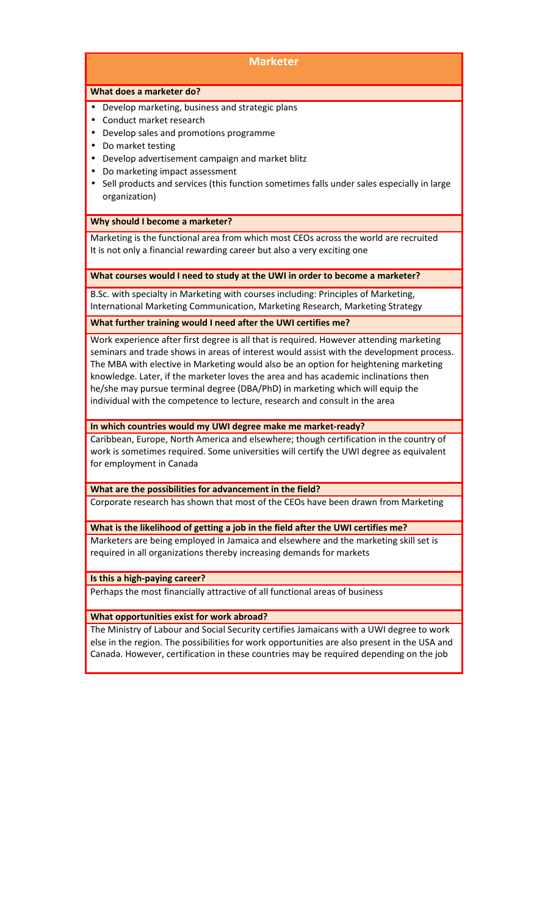# Marketer

**What does a marketer do?**

- Develop marketing, business and strategic plans
- Conduct market research
- Develop sales and promotions programme
- Do market testing
- Develop advertisement campaign and market blitz
- Do marketing impact assessment
- Sell products and services (this function sometimes falls under sales especially in large organization)

**Why should I become a marketer?**

Marketing is the functional area from which most CEOs across the world are recruited
It is not only a financial rewarding career but also a very exciting one

**What courses would I need to study at the UWI in order to become a marketer?**

B.Sc. with specialty in Marketing with courses including: Principles of Marketing, International Marketing Communication, Marketing Research, Marketing Strategy

**What further training would I need after the UWI certifies me?**

Work experience after first degree is all that is required. However attending marketing seminars and trade shows in areas of interest would assist with the development process. The MBA with elective in Marketing would also be an option for heightening marketing knowledge. Later, if the marketer loves the area and has academic inclinations then he/she may pursue terminal degree (DBA/PhD) in marketing which will equip the individual with the competence to lecture, research and consult in the area

**In which countries would my UWI degree make me market-ready?**

Caribbean, Europe, North America and elsewhere; though certification in the country of work is sometimes required. Some universities will certify the UWI degree as equivalent for employment in Canada

**What are the possibilities for advancement in the field?**

Corporate research has shown that most of the CEOs have been drawn from Marketing

**What is the likelihood of getting a job in the field after the UWI certifies me?**

Marketers are being employed in Jamaica and elsewhere and the marketing skill set is required in all organizations thereby increasing demands for markets

**Is this a high-paying career?**

Perhaps the most financially attractive of all functional areas of business

**What opportunities exist for work abroad?**

The Ministry of Labour and Social Security certifies Jamaicans with a UWI degree to work else in the region. The possibilities for work opportunities are also present in the USA and Canada. However, certification in these countries may be required depending on the job